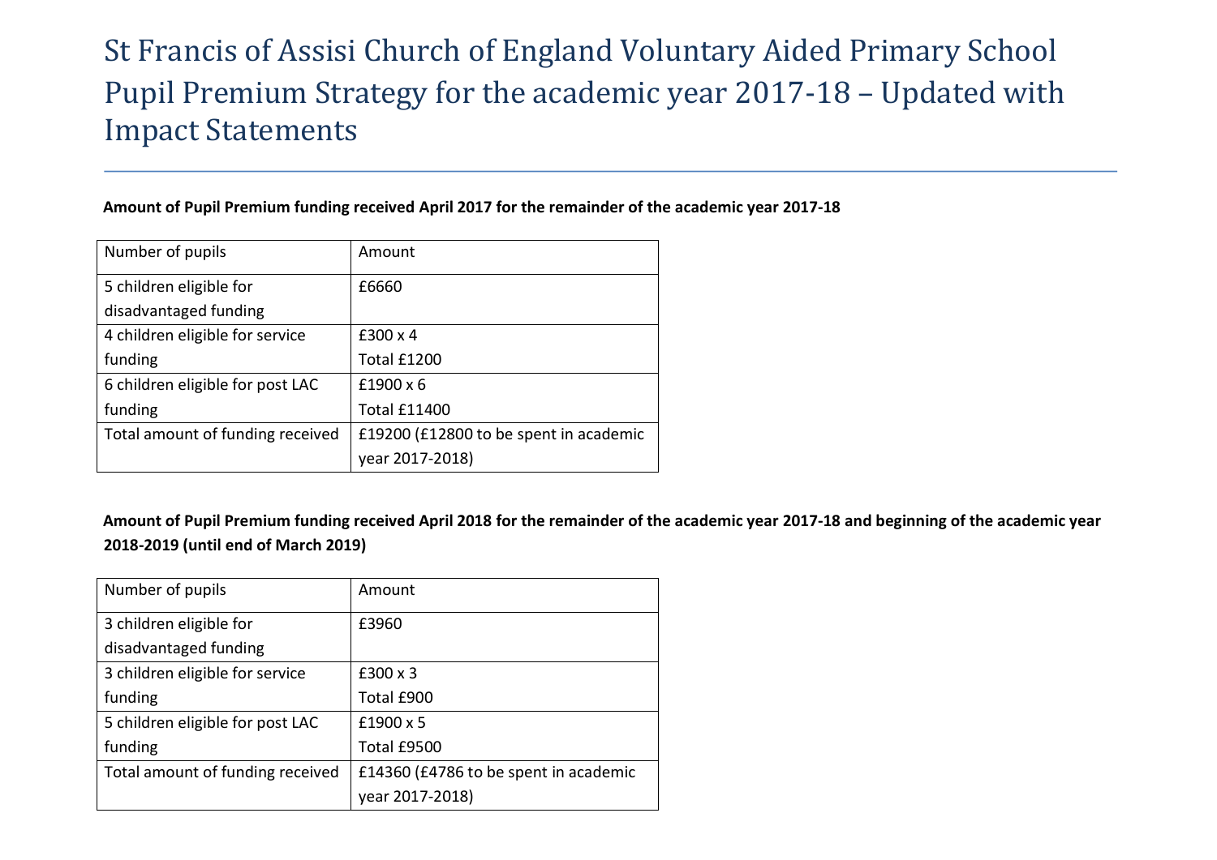# St Francis of Assisi Church of England Voluntary Aided Primary School Pupil Premium Strategy for the academic year 2017-18 – Updated with Impact Statements

**Amount of Pupil Premium funding received April 2017 for the remainder of the academic year 2017-18**

| Number of pupils | Amount |
| --- | --- |
| 5 children eligible for disadvantaged funding | £6660 |
| 4 children eligible for service funding | £300 x 4<br>Total £1200 |
| 6 children eligible for post LAC funding | £1900 x 6<br>Total £11400 |
| Total amount of funding received | £19200 (£12800 to be spent in academic year 2017-2018) |

**Amount of Pupil Premium funding received April 2018 for the remainder of the academic year 2017-18 and beginning of the academic year 2018-2019 (until end of March 2019)**

| Number of pupils | Amount |
| --- | --- |
| 3 children eligible for disadvantaged funding | £3960 |
| 3 children eligible for service funding | £300 x 3<br>Total £900 |
| 5 children eligible for post LAC funding | £1900 x 5<br>Total £9500 |
| Total amount of funding received | £14360 (£4786 to be spent in academic year 2017-2018) |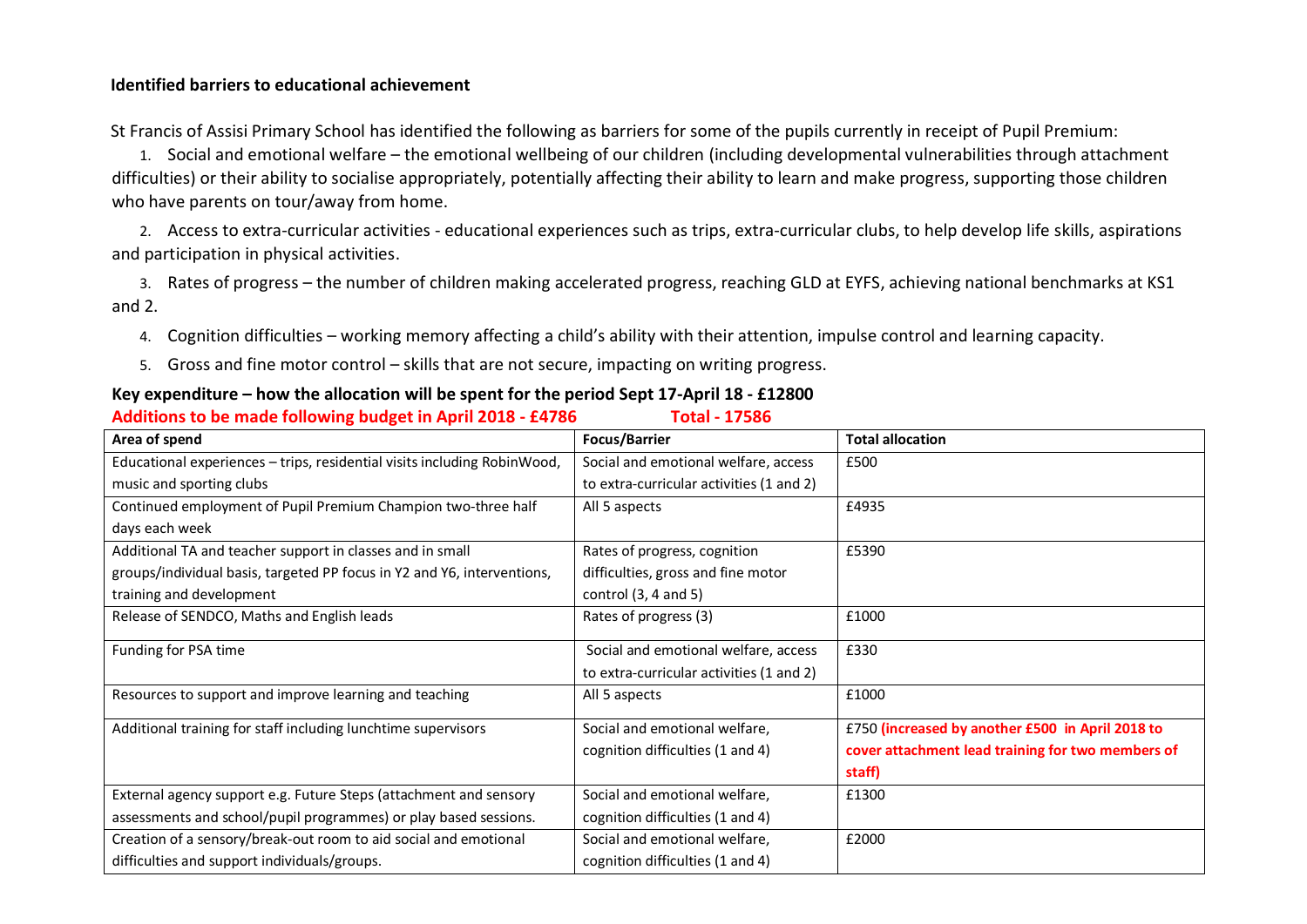**Identified barriers to educational achievement**

St Francis of Assisi Primary School has identified the following as barriers for some of the pupils currently in receipt of Pupil Premium:

1. Social and emotional welfare – the emotional wellbeing of our children (including developmental vulnerabilities through attachment difficulties) or their ability to socialise appropriately, potentially affecting their ability to learn and make progress, supporting those children who have parents on tour/away from home.
2. Access to extra-curricular activities - educational experiences such as trips, extra-curricular clubs, to help develop life skills, aspirations and participation in physical activities.
3. Rates of progress – the number of children making accelerated progress, reaching GLD at EYFS, achieving national benchmarks at KS1 and 2.
4. Cognition difficulties – working memory affecting a child's ability with their attention, impulse control and learning capacity.
5. Gross and fine motor control – skills that are not secure, impacting on writing progress.

**Key expenditure – how the allocation will be spent for the period Sept 17-April 18 - £12800**

**Additions to be made following budget in April 2018 - £4786 Total - 17586**

| Area of spend | Focus/Barrier | Total allocation |
|---|---|---|
| Educational experiences – trips, residential visits including RobinWood, music and sporting clubs | Social and emotional welfare, access to extra-curricular activities (1 and 2) | £500 |
| Continued employment of Pupil Premium Champion two-three half days each week | All 5 aspects | £4935 |
| Additional TA and teacher support in classes and in small groups/individual basis, targeted PP focus in Y2 and Y6, interventions, training and development | Rates of progress, cognition difficulties, gross and fine motor control (3, 4 and 5) | £5390 |
| Release of SENDCO, Maths and English leads | Rates of progress (3) | £1000 |
| Funding for PSA time | Social and emotional welfare, access to extra-curricular activities (1 and 2) | £330 |
| Resources to support and improve learning and teaching | All 5 aspects | £1000 |
| Additional training for staff including lunchtime supervisors | Social and emotional welfare, cognition difficulties (1 and 4) | £750 **(increased by another £500 in April 2018 to cover attachment lead training for two members of staff)** |
| External agency support e.g. Future Steps (attachment and sensory assessments and school/pupil programmes) or play based sessions. | Social and emotional welfare, cognition difficulties (1 and 4) | £1300 |
| Creation of a sensory/break-out room to aid social and emotional difficulties and support individuals/groups. | Social and emotional welfare, cognition difficulties (1 and 4) | £2000 |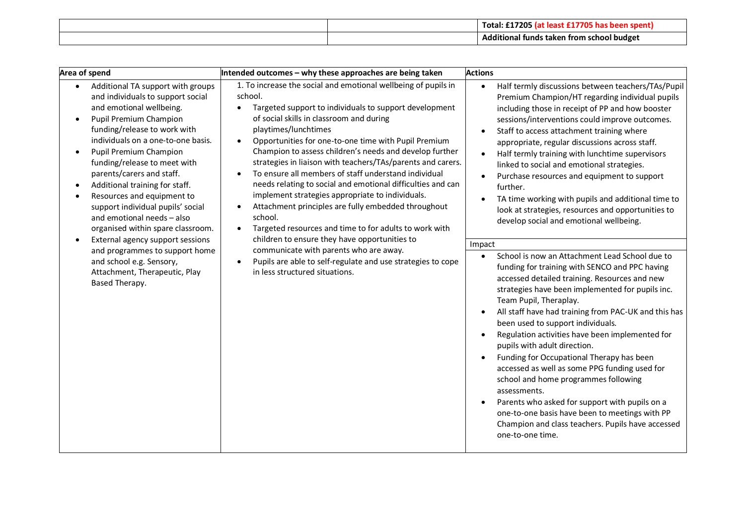| | | Total: £17205 (at least £17705 has been spent) |
|---|---|---|
| | | Additional funds taken from school budget |

| Area of spend | Intended outcomes – why these approaches are being taken | Actions |
|---|---|---|
| <ul><li>Additional TA support with groups and individuals to support social and emotional wellbeing.</li><li>Pupil Premium Champion funding/release to work with individuals on a one-to-one basis.</li><li>Pupil Premium Champion funding/release to meet with parents/carers and staff.</li><li>Additional training for staff.</li><li>Resources and equipment to support individual pupils' social and emotional needs – also organised within spare classroom.</li><li>External agency support sessions and programmes to support home and school e.g. Sensory, Attachment, Therapeutic, Play Based Therapy.</li></ul> | 1. To increase the social and emotional wellbeing of pupils in school.<ul><li>Targeted support to individuals to support development of social skills in classroom and during playtimes/lunchtimes</li><li>Opportunities for one-to-one time with Pupil Premium Champion to assess children's needs and develop further strategies in liaison with teachers/TAs/parents and carers.</li><li>To ensure all members of staff understand individual needs relating to social and emotional difficulties and can implement strategies appropriate to individuals.</li><li>Attachment principles are fully embedded throughout school.</li><li>Targeted resources and time to for adults to work with children to ensure they have opportunities to communicate with parents who are away.</li><li>Pupils are able to self-regulate and use strategies to cope in less structured situations.</li></ul> | <ul><li>Half termly discussions between teachers/TAs/Pupil Premium Champion/HT regarding individual pupils including those in receipt of PP and how booster sessions/interventions could improve outcomes.</li><li>Staff to access attachment training where appropriate, regular discussions across staff.</li><li>Half termly training with lunchtime supervisors linked to social and emotional strategies.</li><li>Purchase resources and equipment to support further.</li><li>TA time working with pupils and additional time to look at strategies, resources and opportunities to develop social and emotional wellbeing.</li></ul>Impact<ul><li>School is now an Attachment Lead School due to funding for training with SENCO and PPC having accessed detailed training. Resources and new strategies have been implemented for pupils inc. Team Pupil, Theraplay.</li><li>All staff have had training from PAC-UK and this has been used to support individuals.</li><li>Regulation activities have been implemented for pupils with adult direction.</li><li>Funding for Occupational Therapy has been accessed as well as some PPG funding used for school and home programmes following assessments.</li><li>Parents who asked for support with pupils on a one-to-one basis have been to meetings with PP Champion and class teachers. Pupils have accessed one-to-one time.</li></ul> |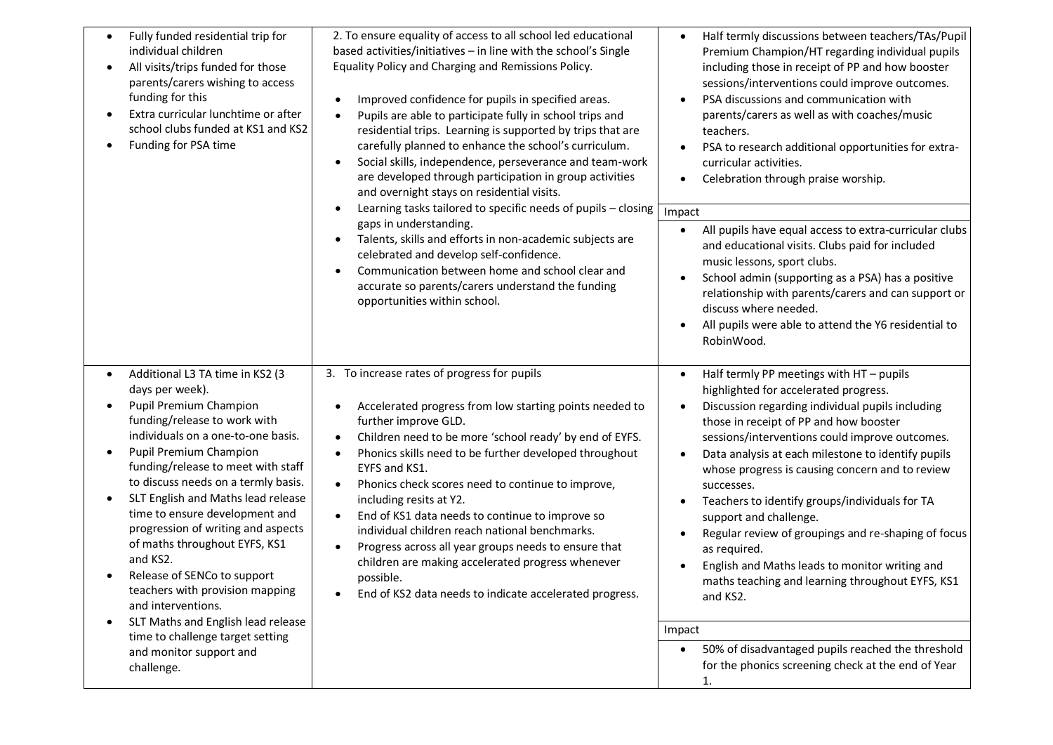| | | |
|---|---|---|
| <ul><li>Fully funded residential trip for individual children</li><li>All visits/trips funded for those parents/carers wishing to access funding for this</li><li>Extra curricular lunchtime or after school clubs funded at KS1 and KS2</li><li>Funding for PSA time</li></ul> | 2. To ensure equality of access to all school led educational based activities/initiatives – in line with the school's Single Equality Policy and Charging and Remissions Policy.<ul><li>Improved confidence for pupils in specified areas.</li><li>Pupils are able to participate fully in school trips and residential trips. Learning is supported by trips that are carefully planned to enhance the school's curriculum.</li><li>Social skills, independence, perseverance and team-work are developed through participation in group activities and overnight stays on residential visits.</li><li>Learning tasks tailored to specific needs of pupils – closing gaps in understanding.</li><li>Talents, skills and efforts in non-academic subjects are celebrated and develop self-confidence.</li><li>Communication between home and school clear and accurate so parents/carers understand the funding opportunities within school.</li></ul> | <ul><li>Half termly discussions between teachers/TAs/Pupil Premium Champion/HT regarding individual pupils including those in receipt of PP and how booster sessions/interventions could improve outcomes.</li><li>PSA discussions and communication with parents/carers as well as with coaches/music teachers.</li><li>PSA to research additional opportunities for extra-curricular activities.</li><li>Celebration through praise worship.</li></ul>Impact<ul><li>All pupils have equal access to extra-curricular clubs and educational visits. Clubs paid for included music lessons, sport clubs.</li><li>School admin (supporting as a PSA) has a positive relationship with parents/carers and can support or discuss where needed.</li><li>All pupils were able to attend the Y6 residential to RobinWood.</li></ul> |
| <ul><li>Additional L3 TA time in KS2 (3 days per week).</li><li>Pupil Premium Champion funding/release to work with individuals on a one-to-one basis.</li><li>Pupil Premium Champion funding/release to meet with staff to discuss needs on a termly basis.</li><li>SLT English and Maths lead release time to ensure development and progression of writing and aspects of maths throughout EYFS, KS1 and KS2.</li><li>Release of SENCo to support teachers with provision mapping and interventions.</li><li>SLT Maths and English lead release time to challenge target setting and monitor support and challenge.</li></ul> | 3. To increase rates of progress for pupils<ul><li>Accelerated progress from low starting points needed to further improve GLD.</li><li>Children need to be more 'school ready' by end of EYFS.</li><li>Phonics skills need to be further developed throughout EYFS and KS1.</li><li>Phonics check scores need to continue to improve, including resits at Y2.</li><li>End of KS1 data needs to continue to improve so individual children reach national benchmarks.</li><li>Progress across all year groups needs to ensure that children are making accelerated progress whenever possible.</li><li>End of KS2 data needs to indicate accelerated progress.</li></ul> | <ul><li>Half termly PP meetings with HT – pupils highlighted for accelerated progress.</li><li>Discussion regarding individual pupils including those in receipt of PP and how booster sessions/interventions could improve outcomes.</li><li>Data analysis at each milestone to identify pupils whose progress is causing concern and to review successes.</li><li>Teachers to identify groups/individuals for TA support and challenge.</li><li>Regular review of groupings and re-shaping of focus as required.</li><li>English and Maths leads to monitor writing and maths teaching and learning throughout EYFS, KS1 and KS2.</li></ul>Impact<ul><li>50% of disadvantaged pupils reached the threshold for the phonics screening check at the end of Year 1.</li></ul> |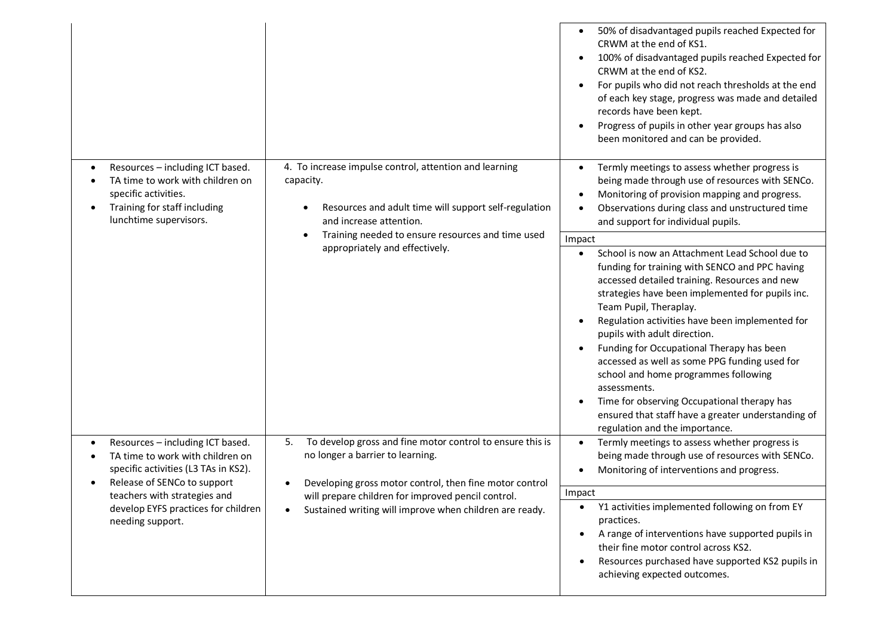| | | |
|---|---|---|
| | | • 50% of disadvantaged pupils reached Expected for CRWM at the end of KS1.<br>• 100% of disadvantaged pupils reached Expected for CRWM at the end of KS2.<br>• For pupils who did not reach thresholds at the end of each key stage, progress was made and detailed records have been kept.<br>• Progress of pupils in other year groups has also been monitored and can be provided. |
| • Resources – including ICT based.<br>• TA time to work with children on specific activities.<br>• Training for staff including lunchtime supervisors. | 4. To increase impulse control, attention and learning capacity.<br><br>• Resources and adult time will support self-regulation and increase attention.<br>• Training needed to ensure resources and time used appropriately and effectively. | • Termly meetings to assess whether progress is being made through use of resources with SENCo.<br>• Monitoring of provision mapping and progress.<br>• Observations during class and unstructured time and support for individual pupils.<br><br>Impact<br><br>• School is now an Attachment Lead School due to funding for training with SENCO and PPC having accessed detailed training. Resources and new strategies have been implemented for pupils inc. Team Pupil, Theraplay.<br>• Regulation activities have been implemented for pupils with adult direction.<br>• Funding for Occupational Therapy has been accessed as well as some PPG funding used for school and home programmes following assessments.<br>• Time for observing Occupational therapy has ensured that staff have a greater understanding of regulation and the importance. |
| • Resources – including ICT based.<br>• TA time to work with children on specific activities (L3 TAs in KS2).<br>• Release of SENCo to support teachers with strategies and develop EYFS practices for children needing support. | 5. To develop gross and fine motor control to ensure this is no longer a barrier to learning.<br><br>• Developing gross motor control, then fine motor control will prepare children for improved pencil control.<br>• Sustained writing will improve when children are ready. | • Termly meetings to assess whether progress is being made through use of resources with SENCo.<br>• Monitoring of interventions and progress.<br><br>Impact<br><br>• Y1 activities implemented following on from EY practices.<br>• A range of interventions have supported pupils in their fine motor control across KS2.<br>• Resources purchased have supported KS2 pupils in achieving expected outcomes. |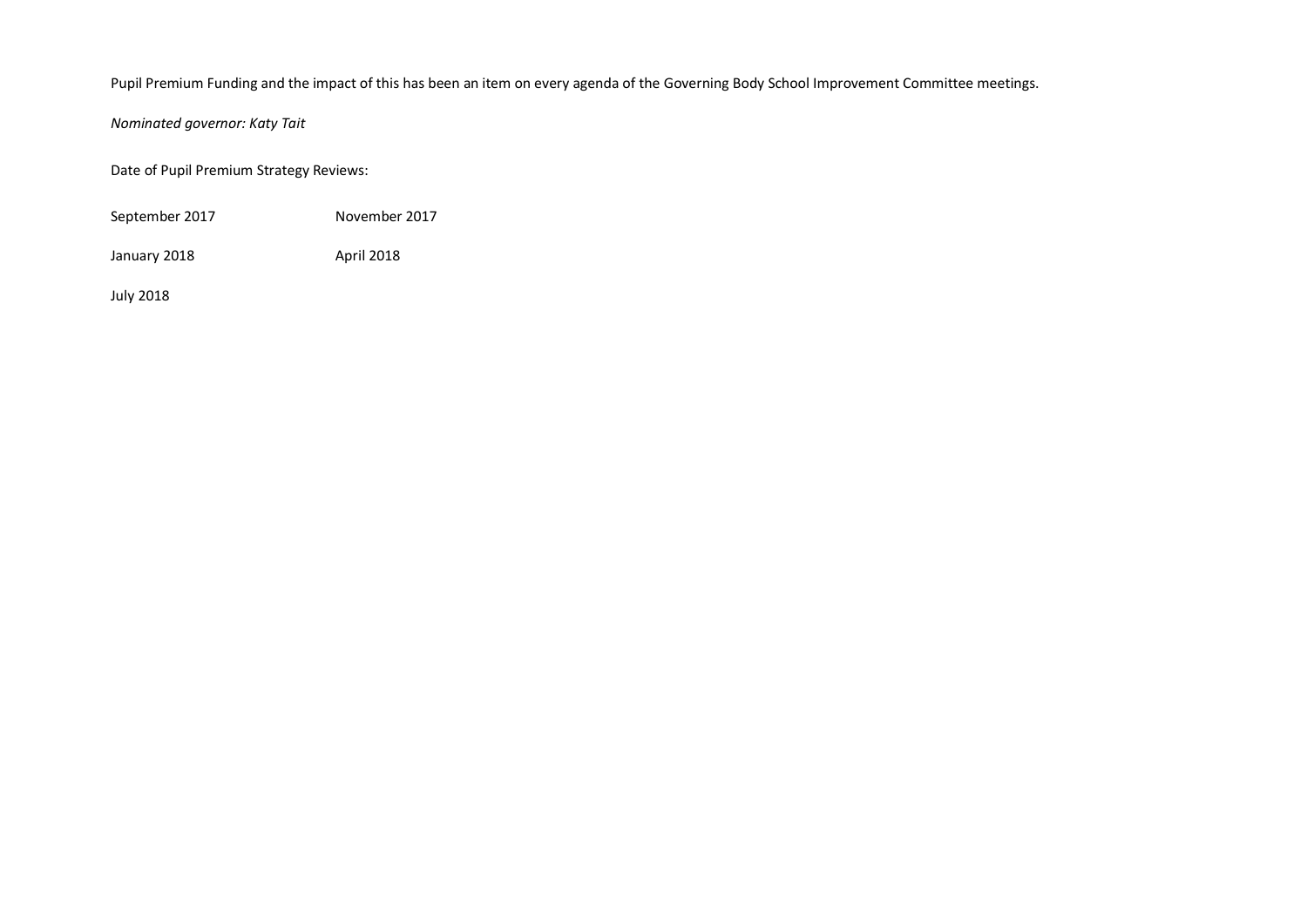Pupil Premium Funding and the impact of this has been an item on every agenda of the Governing Body School Improvement Committee meetings.

*Nominated governor: Katy Tait*

Date of Pupil Premium Strategy Reviews:

| | |
|---|---|
| September 2017 | November 2017 |
| January 2018 | April 2018 |
| July 2018 | |